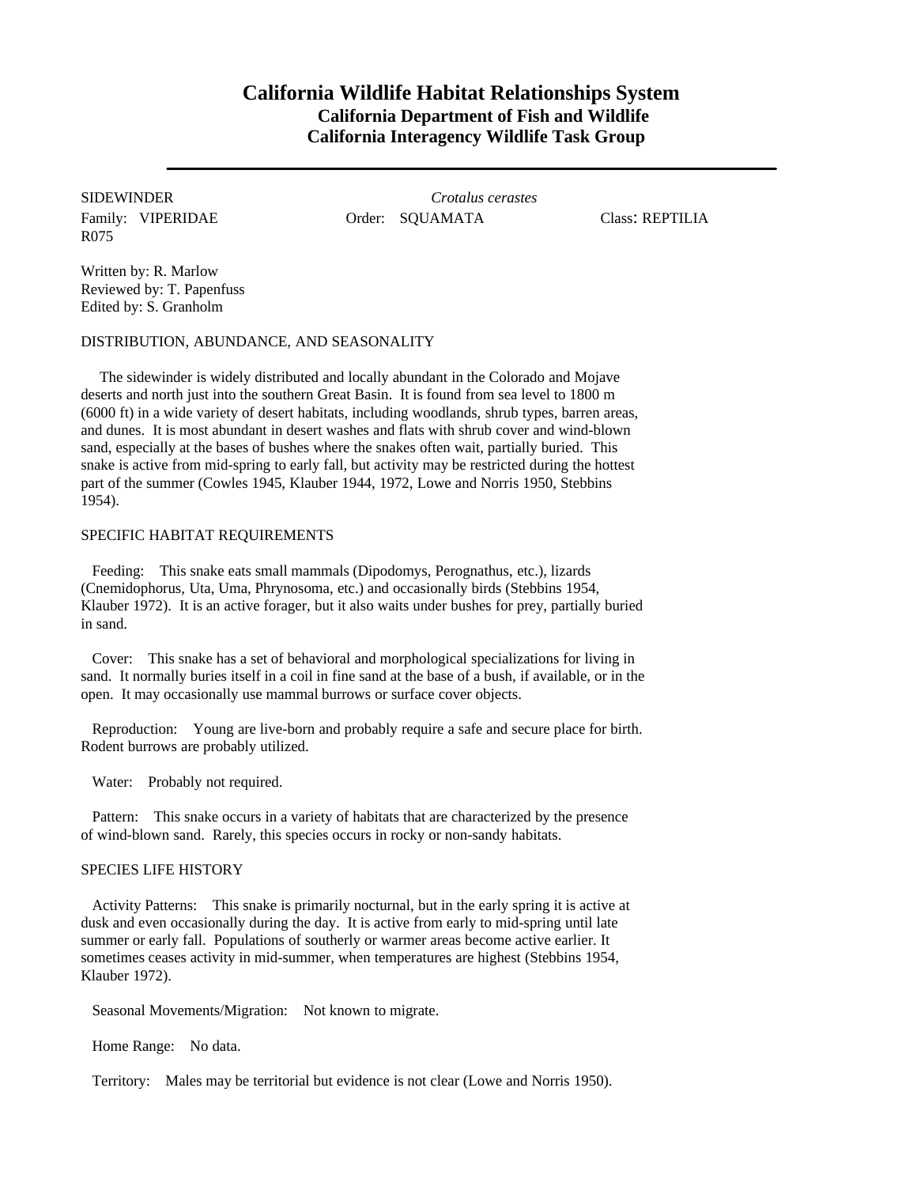# California Wildlife Habitat Relationships System

## California Department of Fish and Wildlife
## California Interagency Wildlife Task Group

---

SIDEWINDER *Crotalus cerastes*

Family: VIPERIDAE Order: SQUAMATA Class: REPTILIA

R075

Written by: R. Marlow
Reviewed by: T. Papenfuss
Edited by: S. Granholm

### DISTRIBUTION, ABUNDANCE, AND SEASONALITY

The sidewinder is widely distributed and locally abundant in the Colorado and Mojave deserts and north just into the southern Great Basin. It is found from sea level to 1800 m (6000 ft) in a wide variety of desert habitats, including woodlands, shrub types, barren areas, and dunes. It is most abundant in desert washes and flats with shrub cover and wind-blown sand, especially at the bases of bushes where the snakes often wait, partially buried. This snake is active from mid-spring to early fall, but activity may be restricted during the hottest part of the summer (Cowles 1945, Klauber 1944, 1972, Lowe and Norris 1950, Stebbins 1954).

### SPECIFIC HABITAT REQUIREMENTS

Feeding: This snake eats small mammals (Dipodomys, Perognathus, etc.), lizards (Cnemidophorus, Uta, Uma, Phrynosoma, etc.) and occasionally birds (Stebbins 1954, Klauber 1972). It is an active forager, but it also waits under bushes for prey, partially buried in sand.

Cover: This snake has a set of behavioral and morphological specializations for living in sand. It normally buries itself in a coil in fine sand at the base of a bush, if available, or in the open. It may occasionally use mammal burrows or surface cover objects.

Reproduction: Young are live-born and probably require a safe and secure place for birth. Rodent burrows are probably utilized.

Water: Probably not required.

Pattern: This snake occurs in a variety of habitats that are characterized by the presence of wind-blown sand. Rarely, this species occurs in rocky or non-sandy habitats.

### SPECIES LIFE HISTORY

Activity Patterns: This snake is primarily nocturnal, but in the early spring it is active at dusk and even occasionally during the day. It is active from early to mid-spring until late summer or early fall. Populations of southerly or warmer areas become active earlier. It sometimes ceases activity in mid-summer, when temperatures are highest (Stebbins 1954, Klauber 1972).

Seasonal Movements/Migration: Not known to migrate.

Home Range: No data.

Territory: Males may be territorial but evidence is not clear (Lowe and Norris 1950).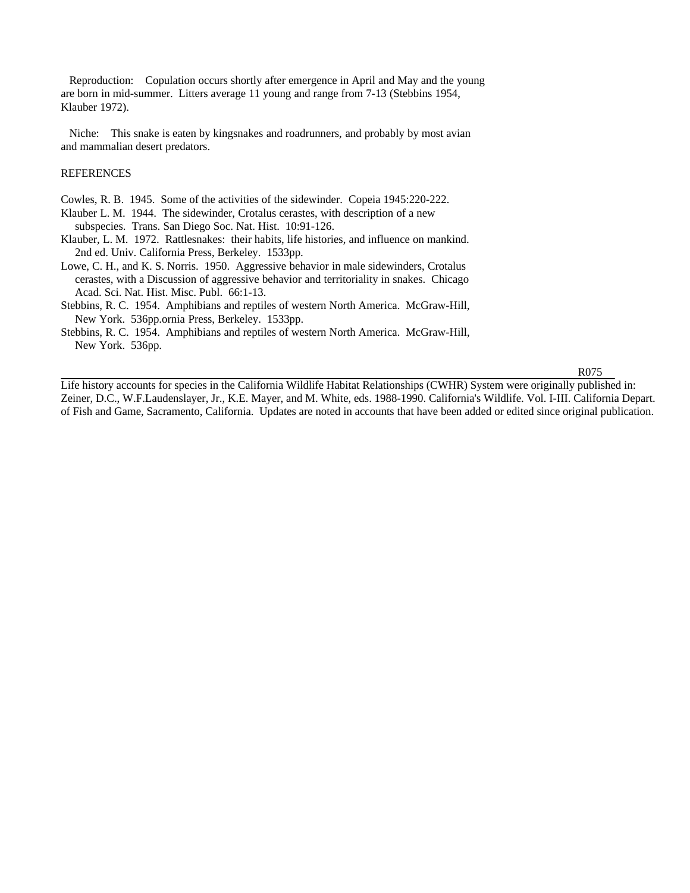Reproduction: Copulation occurs shortly after emergence in April and May and the young are born in mid-summer. Litters average 11 young and range from 7-13 (Stebbins 1954, Klauber 1972).

Niche: This snake is eaten by kingsnakes and roadrunners, and probably by most avian and mammalian desert predators.

REFERENCES

Cowles, R. B. 1945. Some of the activities of the sidewinder. Copeia 1945:220-222.

Klauber L. M. 1944. The sidewinder, Crotalus cerastes, with description of a new subspecies. Trans. San Diego Soc. Nat. Hist. 10:91-126.

Klauber, L. M. 1972. Rattlesnakes: their habits, life histories, and influence on mankind. 2nd ed. Univ. California Press, Berkeley. 1533pp.

Lowe, C. H., and K. S. Norris. 1950. Aggressive behavior in male sidewinders, Crotalus cerastes, with a Discussion of aggressive behavior and territoriality in snakes. Chicago Acad. Sci. Nat. Hist. Misc. Publ. 66:1-13.

Stebbins, R. C. 1954. Amphibians and reptiles of western North America. McGraw-Hill, New York. 536pp.ornia Press, Berkeley. 1533pp.

Stebbins, R. C. 1954. Amphibians and reptiles of western North America. McGraw-Hill, New York. 536pp.

R075

Life history accounts for species in the California Wildlife Habitat Relationships (CWHR) System were originally published in: Zeiner, D.C., W.F.Laudenslayer, Jr., K.E. Mayer, and M. White, eds. 1988-1990. California's Wildlife. Vol. I-III. California Depart. of Fish and Game, Sacramento, California. Updates are noted in accounts that have been added or edited since original publication.